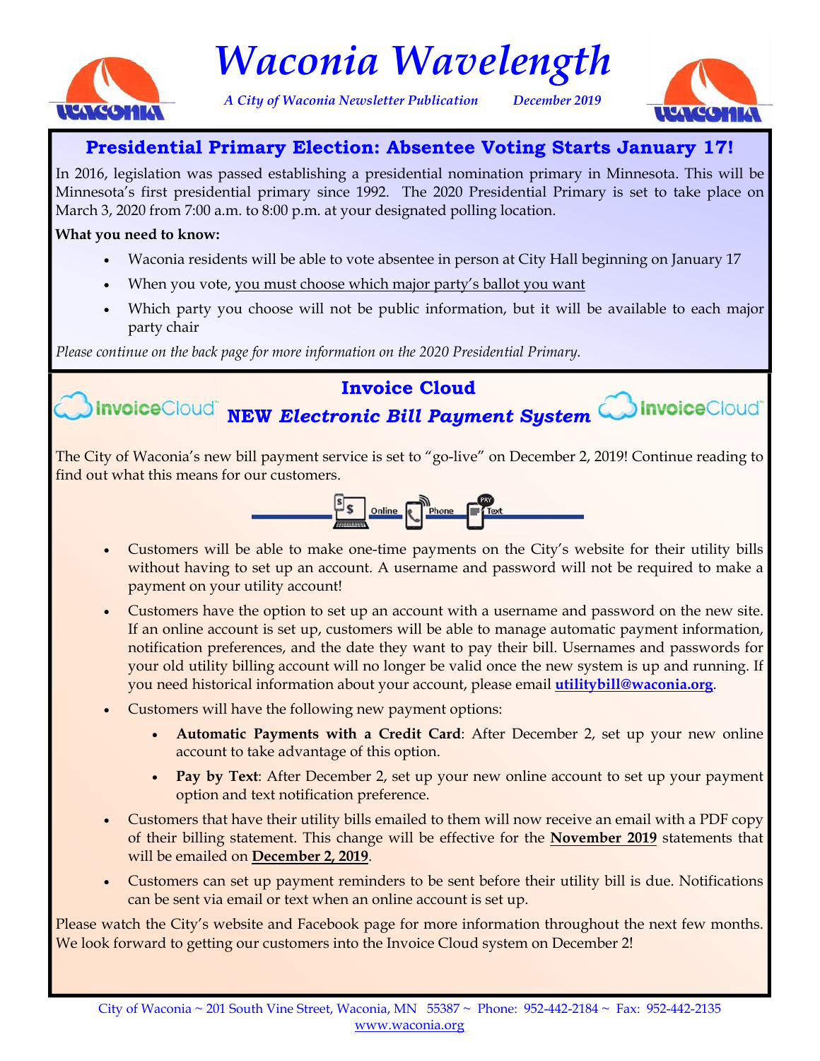# *Waconia Wavelength*

*A City of Waconia Newsletter Publication* *December 2019*

## Presidential Primary Election: Absentee Voting Starts January 17!

In 2016, legislation was passed establishing a presidential nomination primary in Minnesota. This will be Minnesota's first presidential primary since 1992. The 2020 Presidential Primary is set to take place on March 3, 2020 from 7:00 a.m. to 8:00 p.m. at your designated polling location.

**What you need to know:**

- Waconia residents will be able to vote absentee in person at City Hall beginning on January 17
- When you vote, you must choose which major party's ballot you want
- Which party you choose will not be public information, but it will be available to each major party chair

*Please continue on the back page for more information on the 2020 Presidential Primary.*

## Invoice Cloud

## NEW *Electronic Bill Payment System*

The City of Waconia's new bill payment service is set to "go-live" on December 2, 2019! Continue reading to find out what this means for our customers.

Online Phone Text

- Customers will be able to make one-time payments on the City's website for their utility bills without having to set up an account. A username and password will not be required to make a payment on your utility account!
- Customers have the option to set up an account with a username and password on the new site. If an online account is set up, customers will be able to manage automatic payment information, notification preferences, and the date they want to pay their bill. Usernames and passwords for your old utility billing account will no longer be valid once the new system is up and running. If you need historical information about your account, please email **utilitybill@waconia.org**.
- Customers will have the following new payment options:
  - **Automatic Payments with a Credit Card**: After December 2, set up your new online account to take advantage of this option.
  - **Pay by Text**: After December 2, set up your new online account to set up your payment option and text notification preference.
- Customers that have their utility bills emailed to them will now receive an email with a PDF copy of their billing statement. This change will be effective for the **November 2019** statements that will be emailed on **December 2, 2019**.
- Customers can set up payment reminders to be sent before their utility bill is due. Notifications can be sent via email or text when an online account is set up.

Please watch the City's website and Facebook page for more information throughout the next few months. We look forward to getting our customers into the Invoice Cloud system on December 2!

City of Waconia ~ 201 South Vine Street, Waconia, MN 55387 ~ Phone: 952-442-2184 ~ Fax: 952-442-2135
www.waconia.org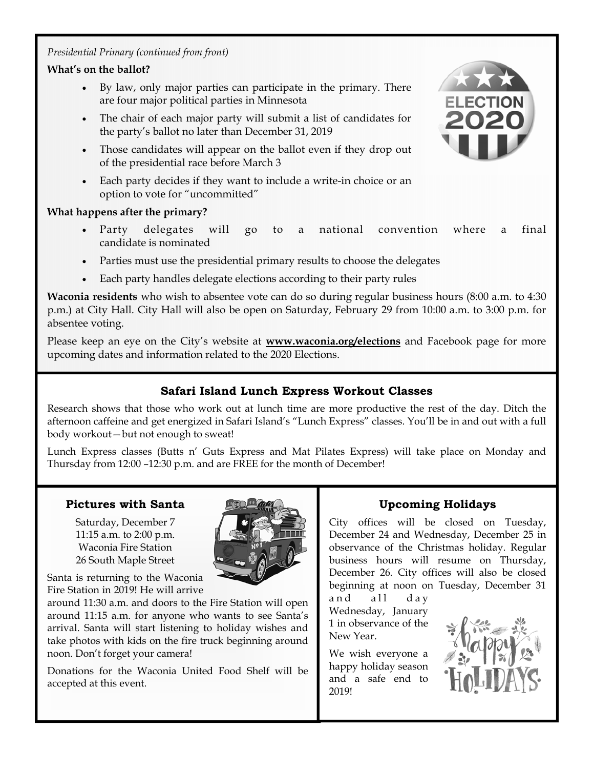*Presidential Primary (continued from front)*

**What's on the ballot?**

- By law, only major parties can participate in the primary. There are four major political parties in Minnesota
- The chair of each major party will submit a list of candidates for the party's ballot no later than December 31, 2019
- Those candidates will appear on the ballot even if they drop out of the presidential race before March 3
- Each party decides if they want to include a write-in choice or an option to vote for "uncommitted"

**What happens after the primary?**

- Party delegates will go to a national convention where a final candidate is nominated
- Parties must use the presidential primary results to choose the delegates
- Each party handles delegate elections according to their party rules

**Waconia residents** who wish to absentee vote can do so during regular business hours (8:00 a.m. to 4:30 p.m.) at City Hall. City Hall will also be open on Saturday, February 29 from 10:00 a.m. to 3:00 p.m. for absentee voting.

Please keep an eye on the City's website at **www.waconia.org/elections** and Facebook page for more upcoming dates and information related to the 2020 Elections.

## Safari Island Lunch Express Workout Classes

Research shows that those who work out at lunch time are more productive the rest of the day. Ditch the afternoon caffeine and get energized in Safari Island's "Lunch Express" classes. You'll be in and out with a full body workout—but not enough to sweat!

Lunch Express classes (Butts n' Guts Express and Mat Pilates Express) will take place on Monday and Thursday from 12:00 –12:30 p.m. and are FREE for the month of December!

## Pictures with Santa

Saturday, December 7
11:15 a.m. to 2:00 p.m.
Waconia Fire Station
26 South Maple Street

Santa is returning to the Waconia Fire Station in 2019! He will arrive around 11:30 a.m. and doors to the Fire Station will open around 11:15 a.m. for anyone who wants to see Santa's arrival. Santa will start listening to holiday wishes and take photos with kids on the fire truck beginning around noon. Don't forget your camera!

Donations for the Waconia United Food Shelf will be accepted at this event.

## Upcoming Holidays

City offices will be closed on Tuesday, December 24 and Wednesday, December 25 in observance of the Christmas holiday. Regular business hours will resume on Thursday, December 26. City offices will also be closed beginning at noon on Tuesday, December 31 and all day Wednesday, January 1 in observance of the New Year.

We wish everyone a happy holiday season and a safe end to 2019!